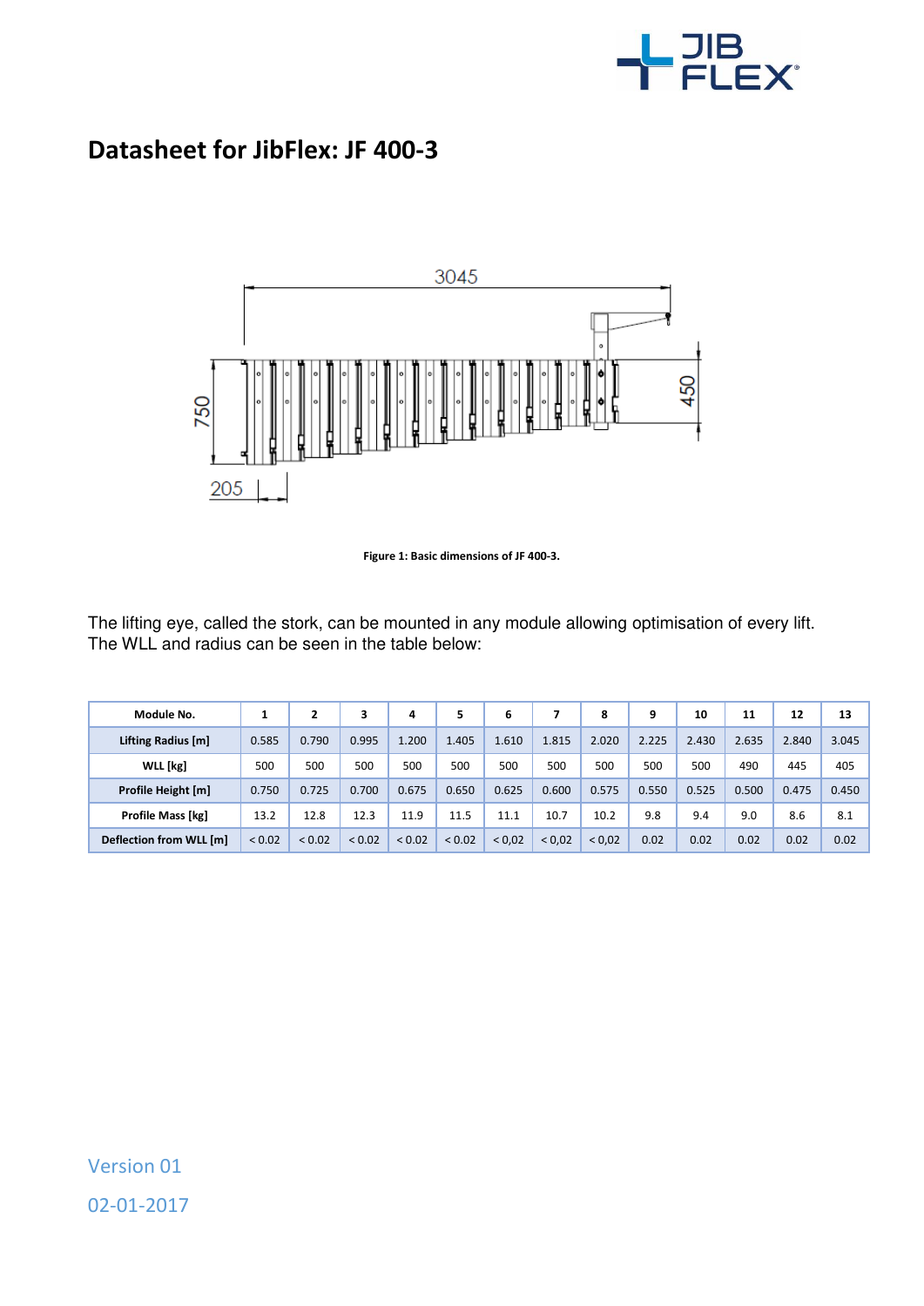# Datasheet for JibFlex: JF 400-3

Figure 1: Basic dimensions of JF 400-3.

The lifting eye, called the stork, can be mounted in any module allowing optimisation of every lift. The WLL and radius can be seen in the table below:

| Module No. | 1 | 2 | 3 | 4 | 5 | 6 | 7 | 8 | 9 | 10 | 11 | 12 | 13 |
|---|---|---|---|---|---|---|---|---|---|---|---|---|---|
| Lifting Radius [m] | 0.585 | 0.790 | 0.995 | 1.200 | 1.405 | 1.610 | 1.815 | 2.020 | 2.225 | 2.430 | 2.635 | 2.840 | 3.045 |
| WLL [kg] | 500 | 500 | 500 | 500 | 500 | 500 | 500 | 500 | 500 | 500 | 490 | 445 | 405 |
| Profile Height [m] | 0.750 | 0.725 | 0.700 | 0.675 | 0.650 | 0.625 | 0.600 | 0.575 | 0.550 | 0.525 | 0.500 | 0.475 | 0.450 |
| Profile Mass [kg] | 13.2 | 12.8 | 12.3 | 11.9 | 11.5 | 11.1 | 10.7 | 10.2 | 9.8 | 9.4 | 9.0 | 8.6 | 8.1 |
| Deflection from WLL [m] | < 0.02 | < 0.02 | < 0.02 | < 0.02 | < 0.02 | < 0,02 | < 0,02 | < 0,02 | 0.02 | 0.02 | 0.02 | 0.02 | 0.02 |

Version 01

02-01-2017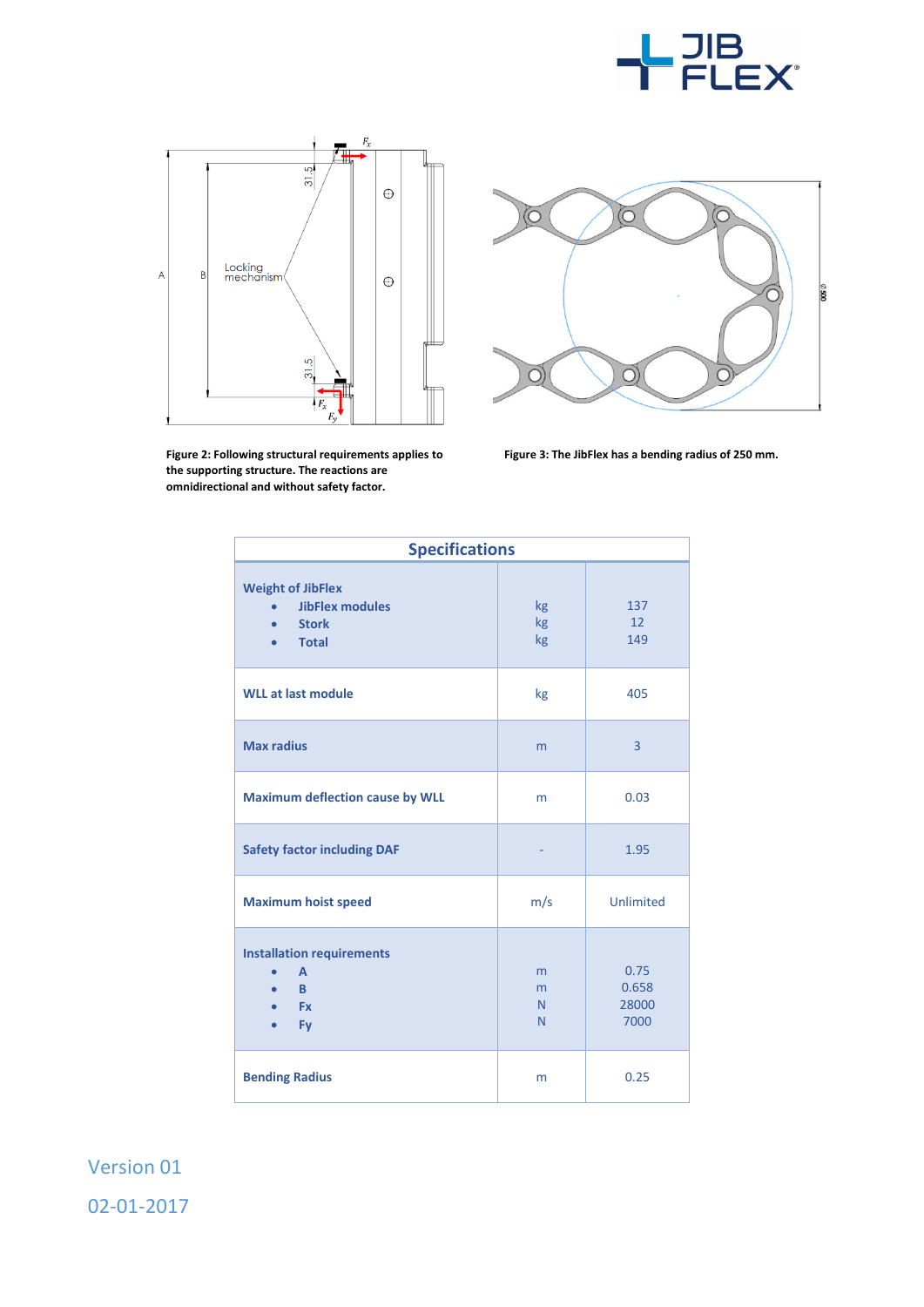Figure 2: Following structural requirements applies to the supporting structure. The reactions are omnidirectional and without safety factor.

Figure 3: The JibFlex has a bending radius of 250 mm.

| Specifications | | |
|---|---|---|
| **Weight of JibFlex**<br>• JibFlex modules<br>• Stork<br>• Total | <br>kg<br>kg<br>kg | <br>137<br>12<br>149 |
| **WLL at last module** | kg | 405 |
| **Max radius** | m | 3 |
| **Maximum deflection cause by WLL** | m | 0.03 |
| **Safety factor including DAF** | - | 1.95 |
| **Maximum hoist speed** | m/s | Unlimited |
| **Installation requirements**<br>• A<br>• B<br>• Fx<br>• Fy | <br>m<br>m<br>N<br>N | <br>0.75<br>0.658<br>28000<br>7000 |
| **Bending Radius** | m | 0.25 |

Version 01

02-01-2017